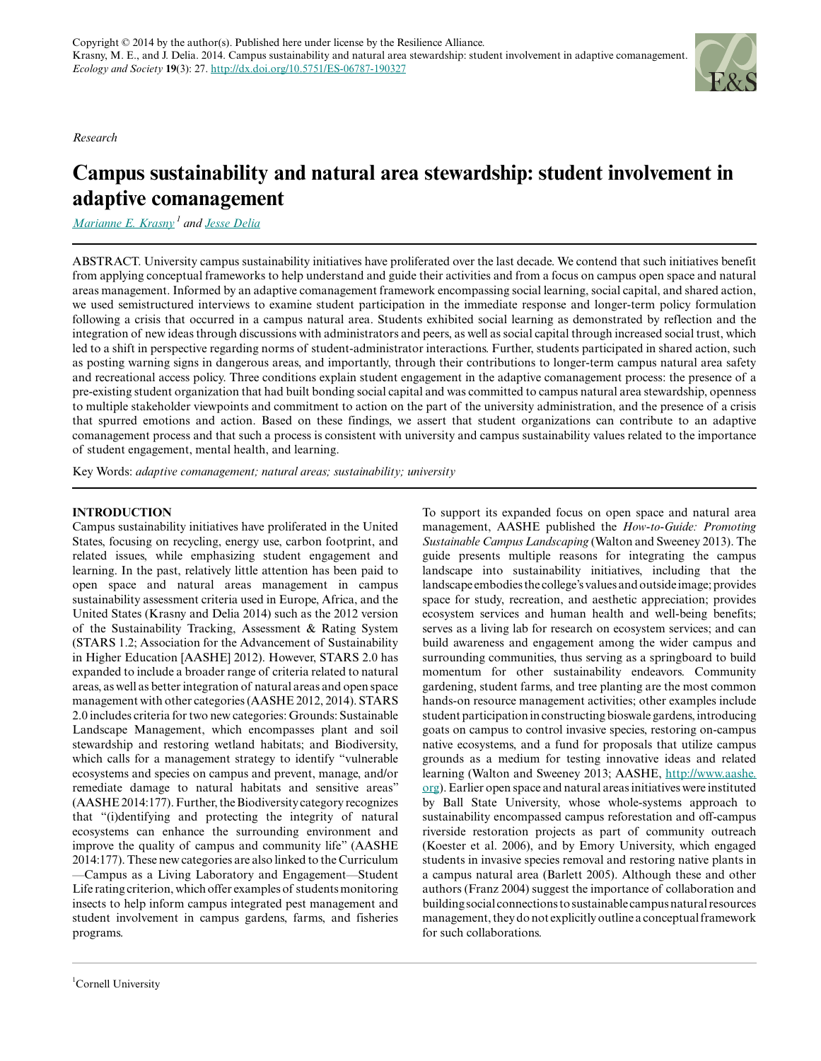Copyright © 2014 by the author(s). Published here under license by the Resilience Alliance.
Krasny, M. E., and J. Delia. 2014. Campus sustainability and natural area stewardship: student involvement in adaptive comanagement. *Ecology and Society* 19(3): 27. http://dx.doi.org/10.5751/ES-06787-190327

*Research*

# Campus sustainability and natural area stewardship: student involvement in adaptive comanagement

*Marianne E. Krasny*[1] *and Jesse Delia*

ABSTRACT. University campus sustainability initiatives have proliferated over the last decade. We contend that such initiatives benefit from applying conceptual frameworks to help understand and guide their activities and from a focus on campus open space and natural areas management. Informed by an adaptive comanagement framework encompassing social learning, social capital, and shared action, we used semistructured interviews to examine student participation in the immediate response and longer-term policy formulation following a crisis that occurred in a campus natural area. Students exhibited social learning as demonstrated by reflection and the integration of new ideas through discussions with administrators and peers, as well as social capital through increased social trust, which led to a shift in perspective regarding norms of student-administrator interactions. Further, students participated in shared action, such as posting warning signs in dangerous areas, and importantly, through their contributions to longer-term campus natural area safety and recreational access policy. Three conditions explain student engagement in the adaptive comanagement process: the presence of a pre-existing student organization that had built bonding social capital and was committed to campus natural area stewardship, openness to multiple stakeholder viewpoints and commitment to action on the part of the university administration, and the presence of a crisis that spurred emotions and action. Based on these findings, we assert that student organizations can contribute to an adaptive comanagement process and that such a process is consistent with university and campus sustainability values related to the importance of student engagement, mental health, and learning.

Key Words: *adaptive comanagement; natural areas; sustainability; university*

## INTRODUCTION

Campus sustainability initiatives have proliferated in the United States, focusing on recycling, energy use, carbon footprint, and related issues, while emphasizing student engagement and learning. In the past, relatively little attention has been paid to open space and natural areas management in campus sustainability assessment criteria used in Europe, Africa, and the United States (Krasny and Delia 2014) such as the 2012 version of the Sustainability Tracking, Assessment & Rating System (STARS 1.2; Association for the Advancement of Sustainability in Higher Education [AASHE] 2012). However, STARS 2.0 has expanded to include a broader range of criteria related to natural areas, as well as better integration of natural areas and open space management with other categories (AASHE 2012, 2014). STARS 2.0 includes criteria for two new categories: Grounds: Sustainable Landscape Management, which encompasses plant and soil stewardship and restoring wetland habitats; and Biodiversity, which calls for a management strategy to identify "vulnerable ecosystems and species on campus and prevent, manage, and/or remediate damage to natural habitats and sensitive areas" (AASHE 2014:177). Further, the Biodiversity category recognizes that "(i)dentifying and protecting the integrity of natural ecosystems can enhance the surrounding environment and improve the quality of campus and community life" (AASHE 2014:177). These new categories are also linked to the Curriculum—Campus as a Living Laboratory and Engagement—Student Life rating criterion, which offer examples of students monitoring insects to help inform campus integrated pest management and student involvement in campus gardens, farms, and fisheries programs.

To support its expanded focus on open space and natural area management, AASHE published the *How-to-Guide: Promoting Sustainable Campus Landscaping* (Walton and Sweeney 2013). The guide presents multiple reasons for integrating the campus landscape into sustainability initiatives, including that the landscape embodies the college's values and outside image; provides space for study, recreation, and aesthetic appreciation; provides ecosystem services and human health and well-being benefits; serves as a living lab for research on ecosystem services; and can build awareness and engagement among the wider campus and surrounding communities, thus serving as a springboard to build momentum for other sustainability endeavors. Community gardening, student farms, and tree planting are the most common hands-on resource management activities; other examples include student participation in constructing bioswale gardens, introducing goats on campus to control invasive species, restoring on-campus native ecosystems, and a fund for proposals that utilize campus grounds as a medium for testing innovative ideas and related learning (Walton and Sweeney 2013; AASHE, http://www.aashe.org). Earlier open space and natural areas initiatives were instituted by Ball State University, whose whole-systems approach to sustainability encompassed campus reforestation and off-campus riverside restoration projects as part of community outreach (Koester et al. 2006), and by Emory University, which engaged students in invasive species removal and restoring native plants in a campus natural area (Barlett 2005). Although these and other authors (Franz 2004) suggest the importance of collaboration and building social connections to sustainable campus natural resources management, they do not explicitly outline a conceptual framework for such collaborations.

[1] Cornell University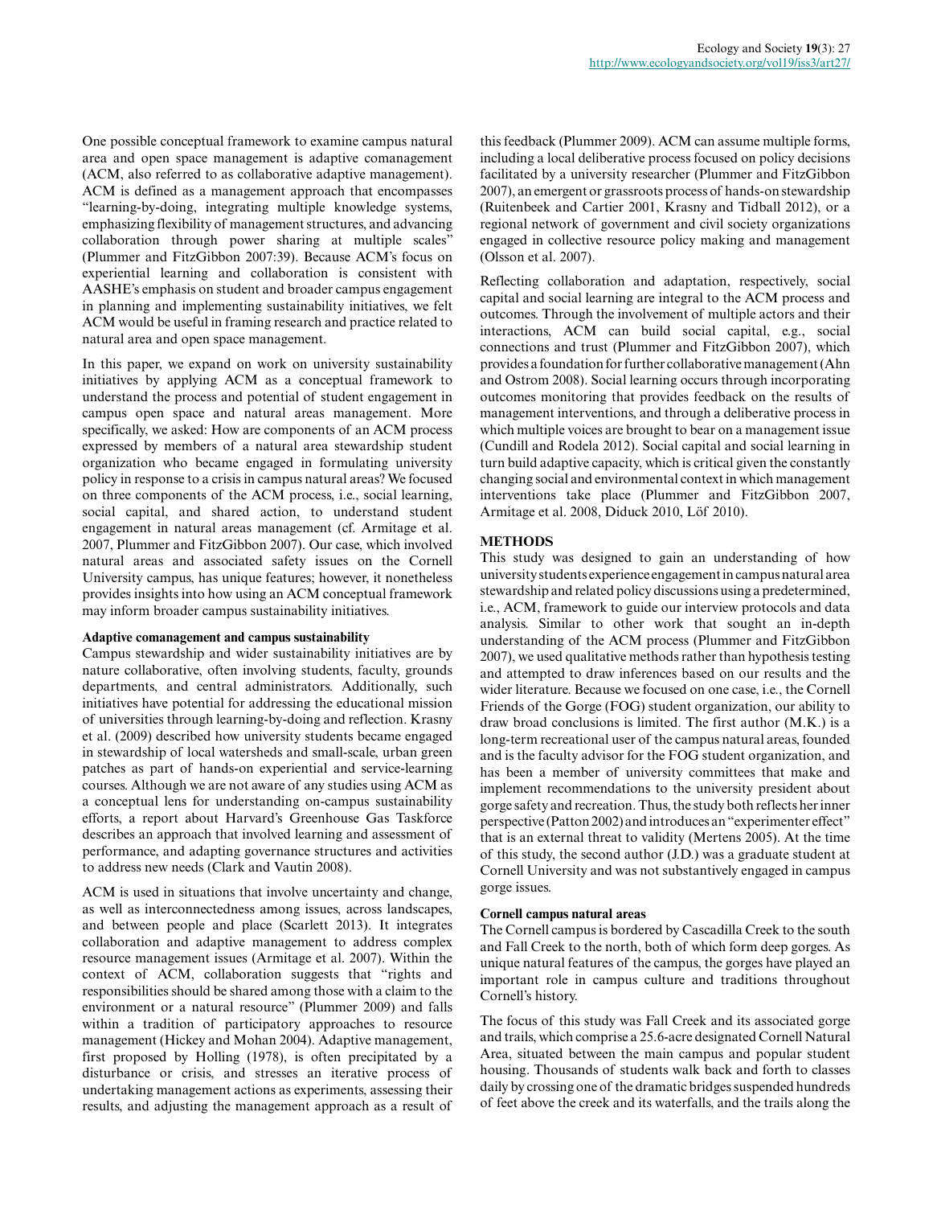One possible conceptual framework to examine campus natural area and open space management is adaptive comanagement (ACM, also referred to as collaborative adaptive management). ACM is defined as a management approach that encompasses "learning-by-doing, integrating multiple knowledge systems, emphasizing flexibility of management structures, and advancing collaboration through power sharing at multiple scales" (Plummer and FitzGibbon 2007:39). Because ACM's focus on experiential learning and collaboration is consistent with AASHE's emphasis on student and broader campus engagement in planning and implementing sustainability initiatives, we felt ACM would be useful in framing research and practice related to natural area and open space management.

In this paper, we expand on work on university sustainability initiatives by applying ACM as a conceptual framework to understand the process and potential of student engagement in campus open space and natural areas management. More specifically, we asked: How are components of an ACM process expressed by members of a natural area stewardship student organization who became engaged in formulating university policy in response to a crisis in campus natural areas? We focused on three components of the ACM process, i.e., social learning, social capital, and shared action, to understand student engagement in natural areas management (cf. Armitage et al. 2007, Plummer and FitzGibbon 2007). Our case, which involved natural areas and associated safety issues on the Cornell University campus, has unique features; however, it nonetheless provides insights into how using an ACM conceptual framework may inform broader campus sustainability initiatives.

### Adaptive comanagement and campus sustainability

Campus stewardship and wider sustainability initiatives are by nature collaborative, often involving students, faculty, grounds departments, and central administrators. Additionally, such initiatives have potential for addressing the educational mission of universities through learning-by-doing and reflection. Krasny et al. (2009) described how university students became engaged in stewardship of local watersheds and small-scale, urban green patches as part of hands-on experiential and service-learning courses. Although we are not aware of any studies using ACM as a conceptual lens for understanding on-campus sustainability efforts, a report about Harvard's Greenhouse Gas Taskforce describes an approach that involved learning and assessment of performance, and adapting governance structures and activities to address new needs (Clark and Vautin 2008).

ACM is used in situations that involve uncertainty and change, as well as interconnectedness among issues, across landscapes, and between people and place (Scarlett 2013). It integrates collaboration and adaptive management to address complex resource management issues (Armitage et al. 2007). Within the context of ACM, collaboration suggests that "rights and responsibilities should be shared among those with a claim to the environment or a natural resource" (Plummer 2009) and falls within a tradition of participatory approaches to resource management (Hickey and Mohan 2004). Adaptive management, first proposed by Holling (1978), is often precipitated by a disturbance or crisis, and stresses an iterative process of undertaking management actions as experiments, assessing their results, and adjusting the management approach as a result of this feedback (Plummer 2009). ACM can assume multiple forms, including a local deliberative process focused on policy decisions facilitated by a university researcher (Plummer and FitzGibbon 2007), an emergent or grassroots process of hands-on stewardship (Ruitenbeek and Cartier 2001, Krasny and Tidball 2012), or a regional network of government and civil society organizations engaged in collective resource policy making and management (Olsson et al. 2007).

Reflecting collaboration and adaptation, respectively, social capital and social learning are integral to the ACM process and outcomes. Through the involvement of multiple actors and their interactions, ACM can build social capital, e.g., social connections and trust (Plummer and FitzGibbon 2007), which provides a foundation for further collaborative management (Ahn and Ostrom 2008). Social learning occurs through incorporating outcomes monitoring that provides feedback on the results of management interventions, and through a deliberative process in which multiple voices are brought to bear on a management issue (Cundill and Rodela 2012). Social capital and social learning in turn build adaptive capacity, which is critical given the constantly changing social and environmental context in which management interventions take place (Plummer and FitzGibbon 2007, Armitage et al. 2008, Diduck 2010, Löf 2010).

## METHODS

This study was designed to gain an understanding of how university students experience engagement in campus natural area stewardship and related policy discussions using a predetermined, i.e., ACM, framework to guide our interview protocols and data analysis. Similar to other work that sought an in-depth understanding of the ACM process (Plummer and FitzGibbon 2007), we used qualitative methods rather than hypothesis testing and attempted to draw inferences based on our results and the wider literature. Because we focused on one case, i.e., the Cornell Friends of the Gorge (FOG) student organization, our ability to draw broad conclusions is limited. The first author (M.K.) is a long-term recreational user of the campus natural areas, founded and is the faculty advisor for the FOG student organization, and has been a member of university committees that make and implement recommendations to the university president about gorge safety and recreation. Thus, the study both reflects her inner perspective (Patton 2002) and introduces an "experimenter effect" that is an external threat to validity (Mertens 2005). At the time of this study, the second author (J.D.) was a graduate student at Cornell University and was not substantively engaged in campus gorge issues.

### Cornell campus natural areas

The Cornell campus is bordered by Cascadilla Creek to the south and Fall Creek to the north, both of which form deep gorges. As unique natural features of the campus, the gorges have played an important role in campus culture and traditions throughout Cornell's history.

The focus of this study was Fall Creek and its associated gorge and trails, which comprise a 25.6-acre designated Cornell Natural Area, situated between the main campus and popular student housing. Thousands of students walk back and forth to classes daily by crossing one of the dramatic bridges suspended hundreds of feet above the creek and its waterfalls, and the trails along the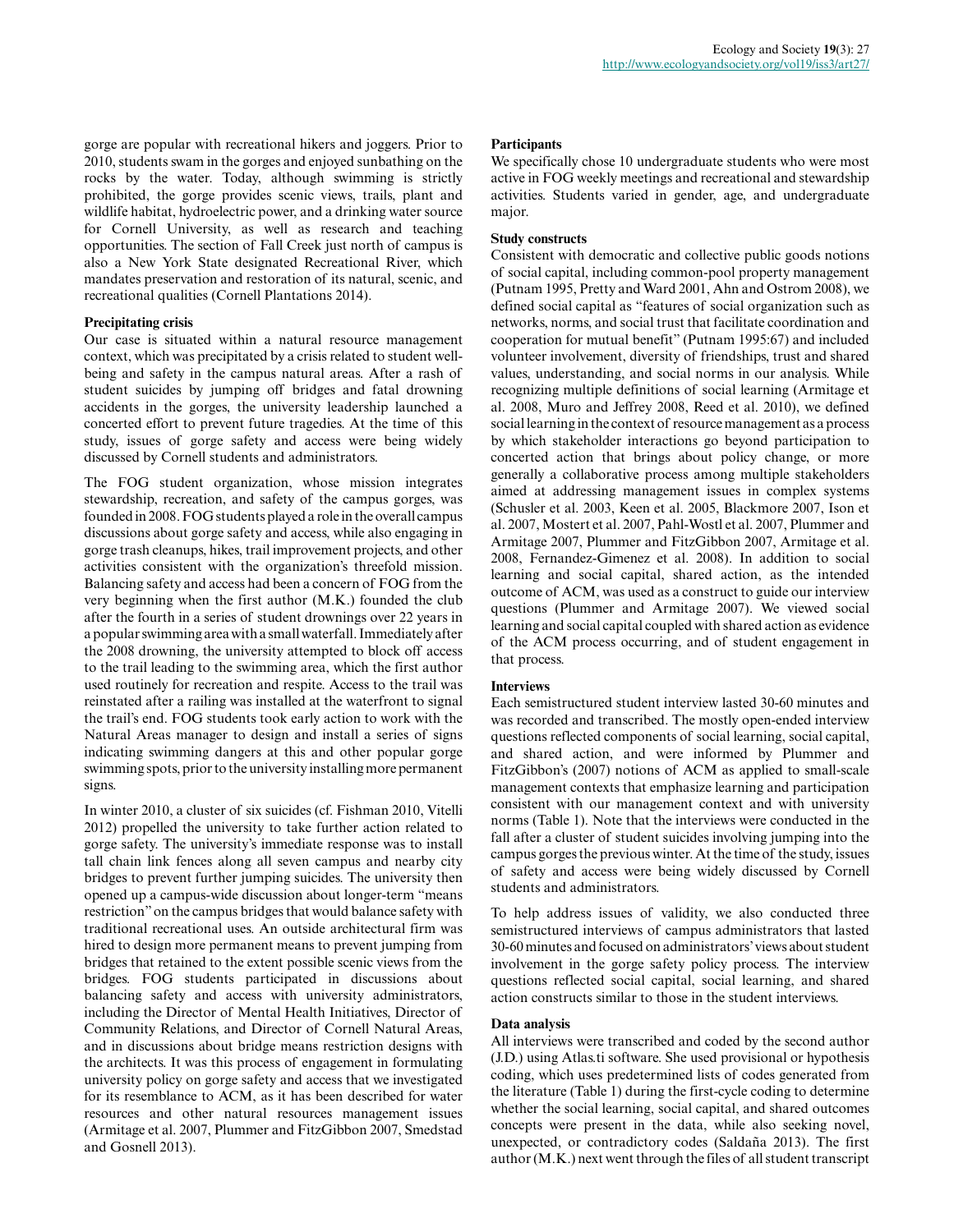gorge are popular with recreational hikers and joggers. Prior to 2010, students swam in the gorges and enjoyed sunbathing on the rocks by the water. Today, although swimming is strictly prohibited, the gorge provides scenic views, trails, plant and wildlife habitat, hydroelectric power, and a drinking water source for Cornell University, as well as research and teaching opportunities. The section of Fall Creek just north of campus is also a New York State designated Recreational River, which mandates preservation and restoration of its natural, scenic, and recreational qualities (Cornell Plantations 2014).

**Precipitating crisis**

Our case is situated within a natural resource management context, which was precipitated by a crisis related to student well-being and safety in the campus natural areas. After a rash of student suicides by jumping off bridges and fatal drowning accidents in the gorges, the university leadership launched a concerted effort to prevent future tragedies. At the time of this study, issues of gorge safety and access were being widely discussed by Cornell students and administrators.

The FOG student organization, whose mission integrates stewardship, recreation, and safety of the campus gorges, was founded in 2008. FOG students played a role in the overall campus discussions about gorge safety and access, while also engaging in gorge trash cleanups, hikes, trail improvement projects, and other activities consistent with the organization's threefold mission. Balancing safety and access had been a concern of FOG from the very beginning when the first author (M.K.) founded the club after the fourth in a series of student drownings over 22 years in a popular swimming area with a small waterfall. Immediately after the 2008 drowning, the university attempted to block off access to the trail leading to the swimming area, which the first author used routinely for recreation and respite. Access to the trail was reinstated after a railing was installed at the waterfront to signal the trail's end. FOG students took early action to work with the Natural Areas manager to design and install a series of signs indicating swimming dangers at this and other popular gorge swimming spots, prior to the university installing more permanent signs.

In winter 2010, a cluster of six suicides (cf. Fishman 2010, Vitelli 2012) propelled the university to take further action related to gorge safety. The university's immediate response was to install tall chain link fences along all seven campus and nearby city bridges to prevent further jumping suicides. The university then opened up a campus-wide discussion about longer-term "means restriction" on the campus bridges that would balance safety with traditional recreational uses. An outside architectural firm was hired to design more permanent means to prevent jumping from bridges that retained to the extent possible scenic views from the bridges. FOG students participated in discussions about balancing safety and access with university administrators, including the Director of Mental Health Initiatives, Director of Community Relations, and Director of Cornell Natural Areas, and in discussions about bridge means restriction designs with the architects. It was this process of engagement in formulating university policy on gorge safety and access that we investigated for its resemblance to ACM, as it has been described for water resources and other natural resources management issues (Armitage et al. 2007, Plummer and FitzGibbon 2007, Smedstad and Gosnell 2013).

**Participants**

We specifically chose 10 undergraduate students who were most active in FOG weekly meetings and recreational and stewardship activities. Students varied in gender, age, and undergraduate major.

**Study constructs**

Consistent with democratic and collective public goods notions of social capital, including common-pool property management (Putnam 1995, Pretty and Ward 2001, Ahn and Ostrom 2008), we defined social capital as "features of social organization such as networks, norms, and social trust that facilitate coordination and cooperation for mutual benefit" (Putnam 1995:67) and included volunteer involvement, diversity of friendships, trust and shared values, understanding, and social norms in our analysis. While recognizing multiple definitions of social learning (Armitage et al. 2008, Muro and Jeffrey 2008, Reed et al. 2010), we defined social learning in the context of resource management as a process by which stakeholder interactions go beyond participation to concerted action that brings about policy change, or more generally a collaborative process among multiple stakeholders aimed at addressing management issues in complex systems (Schusler et al. 2003, Keen et al. 2005, Blackmore 2007, Ison et al. 2007, Mostert et al. 2007, Pahl-Wostl et al. 2007, Plummer and Armitage 2007, Plummer and FitzGibbon 2007, Armitage et al. 2008, Fernandez-Gimenez et al. 2008). In addition to social learning and social capital, shared action, as the intended outcome of ACM, was used as a construct to guide our interview questions (Plummer and Armitage 2007). We viewed social learning and social capital coupled with shared action as evidence of the ACM process occurring, and of student engagement in that process.

**Interviews**

Each semistructured student interview lasted 30-60 minutes and was recorded and transcribed. The mostly open-ended interview questions reflected components of social learning, social capital, and shared action, and were informed by Plummer and FitzGibbon's (2007) notions of ACM as applied to small-scale management contexts that emphasize learning and participation consistent with our management context and with university norms (Table 1). Note that the interviews were conducted in the fall after a cluster of student suicides involving jumping into the campus gorges the previous winter. At the time of the study, issues of safety and access were being widely discussed by Cornell students and administrators.

To help address issues of validity, we also conducted three semistructured interviews of campus administrators that lasted 30-60 minutes and focused on administrators' views about student involvement in the gorge safety policy process. The interview questions reflected social capital, social learning, and shared action constructs similar to those in the student interviews.

**Data analysis**

All interviews were transcribed and coded by the second author (J.D.) using Atlas.ti software. She used provisional or hypothesis coding, which uses predetermined lists of codes generated from the literature (Table 1) during the first-cycle coding to determine whether the social learning, social capital, and shared outcomes concepts were present in the data, while also seeking novel, unexpected, or contradictory codes (Saldaña 2013). The first author (M.K.) next went through the files of all student transcript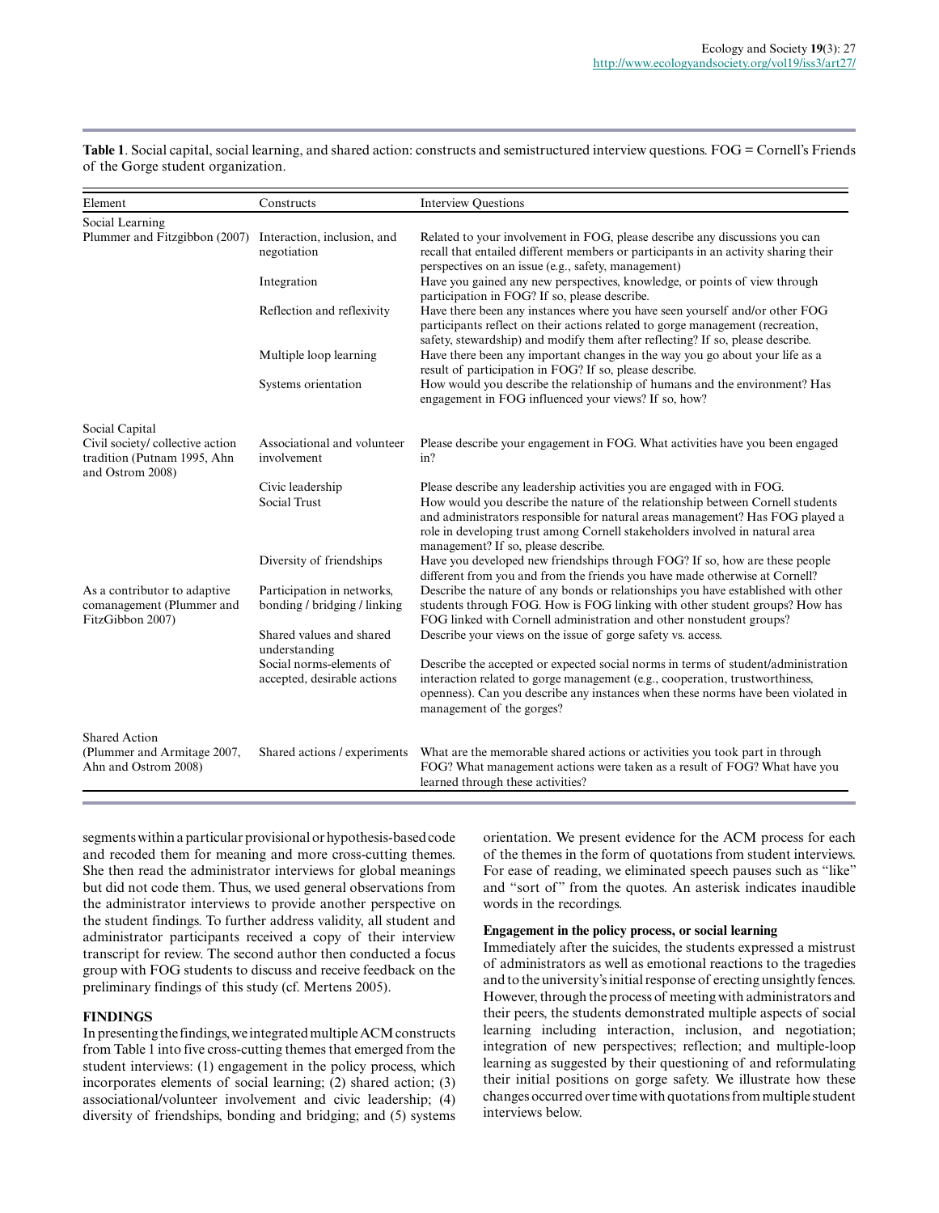**Table 1**. Social capital, social learning, and shared action: constructs and semistructured interview questions. FOG = Cornell's Friends of the Gorge student organization.

| Element | Constructs | Interview Questions |
|---|---|---|
| Social Learning | | |
| Plummer and Fitzgibbon (2007) | Interaction, inclusion, and negotiation | Related to your involvement in FOG, please describe any discussions you can recall that entailed different members or participants in an activity sharing their perspectives on an issue (e.g., safety, management) |
| | Integration | Have you gained any new perspectives, knowledge, or points of view through participation in FOG? If so, please describe. |
| | Reflection and reflexivity | Have there been any instances where you have seen yourself and/or other FOG participants reflect on their actions related to gorge management (recreation, safety, stewardship) and modify them after reflecting? If so, please describe. |
| | Multiple loop learning | Have there been any important changes in the way you go about your life as a result of participation in FOG? If so, please describe. |
| | Systems orientation | How would you describe the relationship of humans and the environment? Has engagement in FOG influenced your views? If so, how? |
| Social Capital | | |
| Civil society/ collective action tradition (Putnam 1995, Ahn and Ostrom 2008) | Associational and volunteer involvement | Please describe your engagement in FOG. What activities have you been engaged in? |
| | Civic leadership | Please describe any leadership activities you are engaged with in FOG. |
| | Social Trust | How would you describe the nature of the relationship between Cornell students and administrators responsible for natural areas management? Has FOG played a role in developing trust among Cornell stakeholders involved in natural area management? If so, please describe. |
| | Diversity of friendships | Have you developed new friendships through FOG? If so, how are these people different from you and from the friends you have made otherwise at Cornell? |
| As a contributor to adaptive comanagement (Plummer and FitzGibbon 2007) | Participation in networks, bonding / bridging / linking | Describe the nature of any bonds or relationships you have established with other students through FOG. How is FOG linking with other student groups? How has FOG linked with Cornell administration and other nonstudent groups? |
| | Shared values and shared understanding | Describe your views on the issue of gorge safety vs. access. |
| | Social norms-elements of accepted, desirable actions | Describe the accepted or expected social norms in terms of student/administration interaction related to gorge management (e.g., cooperation, trustworthiness, openness). Can you describe any instances when these norms have been violated in management of the gorges? |
| Shared Action | | |
| (Plummer and Armitage 2007, Ahn and Ostrom 2008) | Shared actions / experiments | What are the memorable shared actions or activities you took part in through FOG? What management actions were taken as a result of FOG? What have you learned through these activities? |

segments within a particular provisional or hypothesis-based code and recoded them for meaning and more cross-cutting themes. She then read the administrator interviews for global meanings but did not code them. Thus, we used general observations from the administrator interviews to provide another perspective on the student findings. To further address validity, all student and administrator participants received a copy of their interview transcript for review. The second author then conducted a focus group with FOG students to discuss and receive feedback on the preliminary findings of this study (cf. Mertens 2005).

## FINDINGS

In presenting the findings, we integrated multiple ACM constructs from Table 1 into five cross-cutting themes that emerged from the student interviews: (1) engagement in the policy process, which incorporates elements of social learning; (2) shared action; (3) associational/volunteer involvement and civic leadership; (4) diversity of friendships, bonding and bridging; and (5) systems orientation. We present evidence for the ACM process for each of the themes in the form of quotations from student interviews. For ease of reading, we eliminated speech pauses such as "like" and "sort of" from the quotes. An asterisk indicates inaudible words in the recordings.

### Engagement in the policy process, or social learning

Immediately after the suicides, the students expressed a mistrust of administrators as well as emotional reactions to the tragedies and to the university's initial response of erecting unsightly fences. However, through the process of meeting with administrators and their peers, the students demonstrated multiple aspects of social learning including interaction, inclusion, and negotiation; integration of new perspectives; reflection; and multiple-loop learning as suggested by their questioning of and reformulating their initial positions on gorge safety. We illustrate how these changes occurred over time with quotations from multiple student interviews below.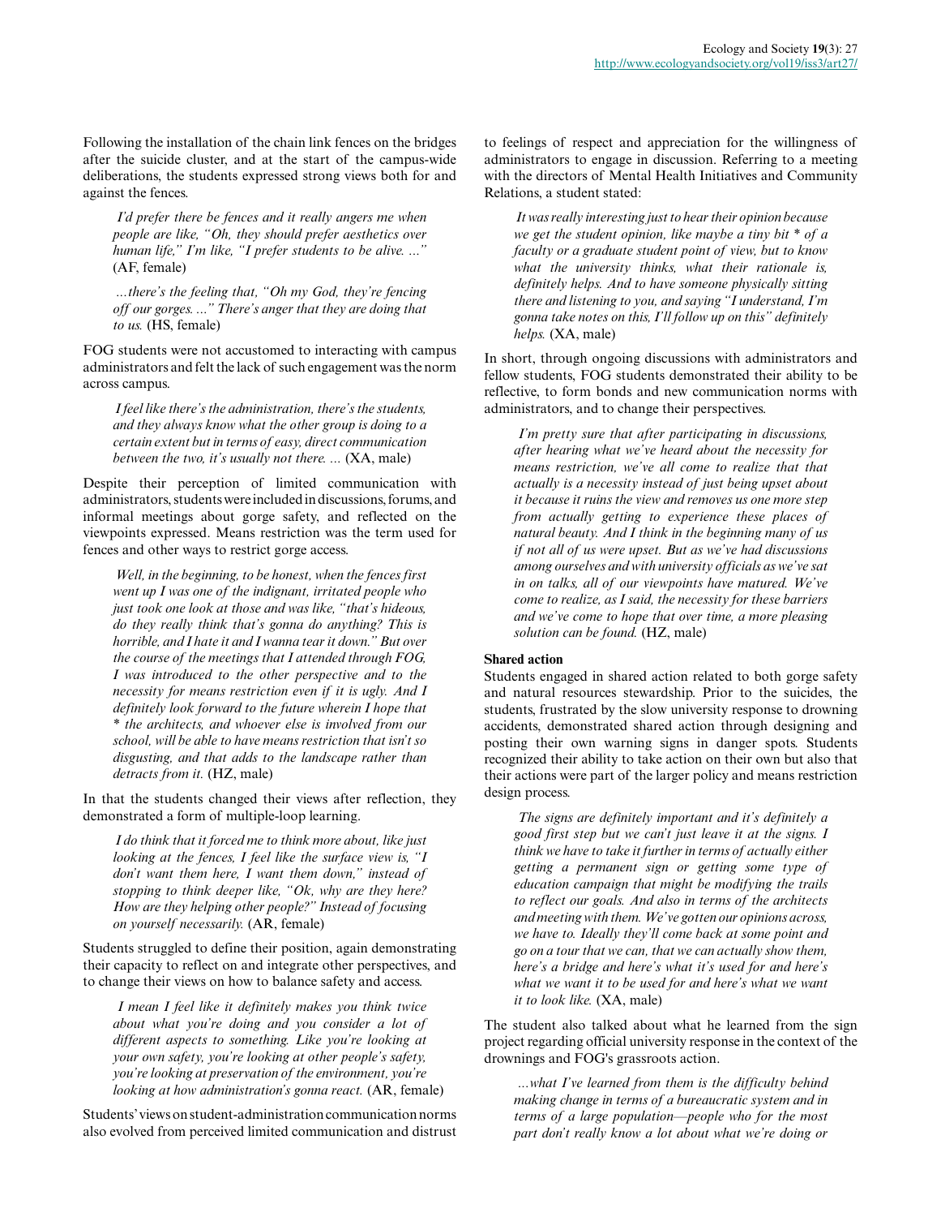Following the installation of the chain link fences on the bridges after the suicide cluster, and at the start of the campus-wide deliberations, the students expressed strong views both for and against the fences.

> *I'd prefer there be fences and it really angers me when people are like, "Oh, they should prefer aesthetics over human life," I'm like, "I prefer students to be alive. ..."* (AF, female)

> *...there's the feeling that, "Oh my God, they're fencing off our gorges. ..." There's anger that they are doing that to us.* (HS, female)

FOG students were not accustomed to interacting with campus administrators and felt the lack of such engagement was the norm across campus.

> *I feel like there's the administration, there's the students, and they always know what the other group is doing to a certain extent but in terms of easy, direct communication between the two, it's usually not there. ...* (XA, male)

Despite their perception of limited communication with administrators, students were included in discussions, forums, and informal meetings about gorge safety, and reflected on the viewpoints expressed. Means restriction was the term used for fences and other ways to restrict gorge access.

> *Well, in the beginning, to be honest, when the fences first went up I was one of the indignant, irritated people who just took one look at those and was like, "that's hideous, do they really think that's gonna do anything? This is horrible, and I hate it and I wanna tear it down." But over the course of the meetings that I attended through FOG, I was introduced to the other perspective and to the necessity for means restriction even if it is ugly. And I definitely look forward to the future wherein I hope that * the architects, and whoever else is involved from our school, will be able to have means restriction that isn't so disgusting, and that adds to the landscape rather than detracts from it.* (HZ, male)

In that the students changed their views after reflection, they demonstrated a form of multiple-loop learning.

> *I do think that it forced me to think more about, like just looking at the fences, I feel like the surface view is, "I don't want them here, I want them down," instead of stopping to think deeper like, "Ok, why are they here? How are they helping other people?" Instead of focusing on yourself necessarily.* (AR, female)

Students struggled to define their position, again demonstrating their capacity to reflect on and integrate other perspectives, and to change their views on how to balance safety and access.

> *I mean I feel like it definitely makes you think twice about what you're doing and you consider a lot of different aspects to something. Like you're looking at your own safety, you're looking at other people's safety, you're looking at preservation of the environment, you're looking at how administration's gonna react.* (AR, female)

Students' views on student-administration communication norms also evolved from perceived limited communication and distrust to feelings of respect and appreciation for the willingness of administrators to engage in discussion. Referring to a meeting with the directors of Mental Health Initiatives and Community Relations, a student stated:

> *It was really interesting just to hear their opinion because we get the student opinion, like maybe a tiny bit * of a faculty or a graduate student point of view, but to know what the university thinks, what their rationale is, definitely helps. And to have someone physically sitting there and listening to you, and saying "I understand, I'm gonna take notes on this, I'll follow up on this" definitely helps.* (XA, male)

In short, through ongoing discussions with administrators and fellow students, FOG students demonstrated their ability to be reflective, to form bonds and new communication norms with administrators, and to change their perspectives.

> *I'm pretty sure that after participating in discussions, after hearing what we've heard about the necessity for means restriction, we've all come to realize that that actually is a necessity instead of just being upset about it because it ruins the view and removes us one more step from actually getting to experience these places of natural beauty. And I think in the beginning many of us if not all of us were upset. But as we've had discussions among ourselves and with university officials as we've sat in on talks, all of our viewpoints have matured. We've come to realize, as I said, the necessity for these barriers and we've come to hope that over time, a more pleasing solution can be found.* (HZ, male)

### Shared action

Students engaged in shared action related to both gorge safety and natural resources stewardship. Prior to the suicides, the students, frustrated by the slow university response to drowning accidents, demonstrated shared action through designing and posting their own warning signs in danger spots. Students recognized their ability to take action on their own but also that their actions were part of the larger policy and means restriction design process.

> *The signs are definitely important and it's definitely a good first step but we can't just leave it at the signs. I think we have to take it further in terms of actually either getting a permanent sign or getting some type of education campaign that might be modifying the trails to reflect our goals. And also in terms of the architects and meeting with them. We've gotten our opinions across, we have to. Ideally they'll come back at some point and go on a tour that we can, that we can actually show them, here's a bridge and here's what it's used for and here's what we want it to be used for and here's what we want it to look like.* (XA, male)

The student also talked about what he learned from the sign project regarding official university response in the context of the drownings and FOG's grassroots action.

> *...what I've learned from them is the difficulty behind making change in terms of a bureaucratic system and in terms of a large population—people who for the most part don't really know a lot about what we're doing or*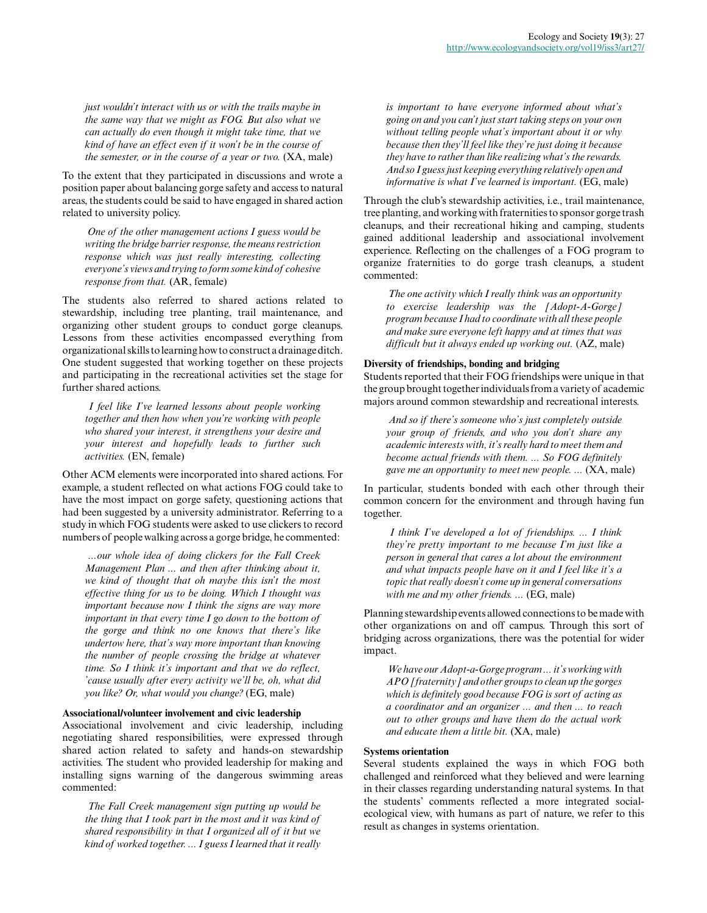*just wouldn't interact with us or with the trails maybe in the same way that we might as FOG. But also what we can actually do even though it might take time, that we kind of have an effect even if it won't be in the course of the semester, or in the course of a year or two.* (XA, male)

To the extent that they participated in discussions and wrote a position paper about balancing gorge safety and access to natural areas, the students could be said to have engaged in shared action related to university policy.

> *One of the other management actions I guess would be writing the bridge barrier response, the means restriction response which was just really interesting, collecting everyone's views and trying to form some kind of cohesive response from that.* (AR, female)

The students also referred to shared actions related to stewardship, including tree planting, trail maintenance, and organizing other student groups to conduct gorge cleanups. Lessons from these activities encompassed everything from organizational skills to learning how to construct a drainage ditch. One student suggested that working together on these projects and participating in the recreational activities set the stage for further shared actions.

> *I feel like I've learned lessons about people working together and then how when you're working with people who shared your interest, it strengthens your desire and your interest and hopefully leads to further such activities.* (EN, female)

Other ACM elements were incorporated into shared actions. For example, a student reflected on what actions FOG could take to have the most impact on gorge safety, questioning actions that had been suggested by a university administrator. Referring to a study in which FOG students were asked to use clickers to record numbers of people walking across a gorge bridge, he commented:

> *...our whole idea of doing clickers for the Fall Creek Management Plan ... and then after thinking about it, we kind of thought that oh maybe this isn't the most effective thing for us to be doing. Which I thought was important because now I think the signs are way more important in that every time I go down to the bottom of the gorge and think no one knows that there's like undertow here, that's way more important than knowing the number of people crossing the bridge at whatever time. So I think it's important and that we do reflect, 'cause usually after every activity we'll be, oh, what did you like? Or, what would you change?* (EG, male)

### Associational/volunteer involvement and civic leadership

Associational involvement and civic leadership, including negotiating shared responsibilities, were expressed through shared action related to safety and hands-on stewardship activities. The student who provided leadership for making and installing signs warning of the dangerous swimming areas commented:

> *The Fall Creek management sign putting up would be the thing that I took part in the most and it was kind of shared responsibility in that I organized all of it but we kind of worked together. ... I guess I learned that it really is important to have everyone informed about what's going on and you can't just start taking steps on your own without telling people what's important about it or why because then they'll feel like they're just doing it because they have to rather than like realizing what's the rewards. And so I guess just keeping everything relatively open and informative is what I've learned is important.* (EG, male)

Through the club's stewardship activities, i.e., trail maintenance, tree planting, and working with fraternities to sponsor gorge trash cleanups, and their recreational hiking and camping, students gained additional leadership and associational involvement experience. Reflecting on the challenges of a FOG program to organize fraternities to do gorge trash cleanups, a student commented:

> *The one activity which I really think was an opportunity to exercise leadership was the [Adopt-A-Gorge] program because I had to coordinate with all these people and make sure everyone left happy and at times that was difficult but it always ended up working out.* (AZ, male)

### Diversity of friendships, bonding and bridging

Students reported that their FOG friendships were unique in that the group brought together individuals from a variety of academic majors around common stewardship and recreational interests.

> *And so if there's someone who's just completely outside your group of friends, and who you don't share any academic interests with, it's really hard to meet them and become actual friends with them. ... So FOG definitely gave me an opportunity to meet new people. ...* (XA, male)

In particular, students bonded with each other through their common concern for the environment and through having fun together.

> *I think I've developed a lot of friendships. ... I think they're pretty important to me because I'm just like a person in general that cares a lot about the environment and what impacts people have on it and I feel like it's a topic that really doesn't come up in general conversations with me and my other friends. ...* (EG, male)

Planning stewardship events allowed connections to be made with other organizations on and off campus. Through this sort of bridging across organizations, there was the potential for wider impact.

> *We have our Adopt-a-Gorge program ... it's working with APO [fraternity] and other groups to clean up the gorges which is definitely good because FOG is sort of acting as a coordinator and an organizer ... and then ... to reach out to other groups and have them do the actual work and educate them a little bit.* (XA, male)

### Systems orientation

Several students explained the ways in which FOG both challenged and reinforced what they believed and were learning in their classes regarding understanding natural systems. In that the students' comments reflected a more integrated social-ecological view, with humans as part of nature, we refer to this result as changes in systems orientation.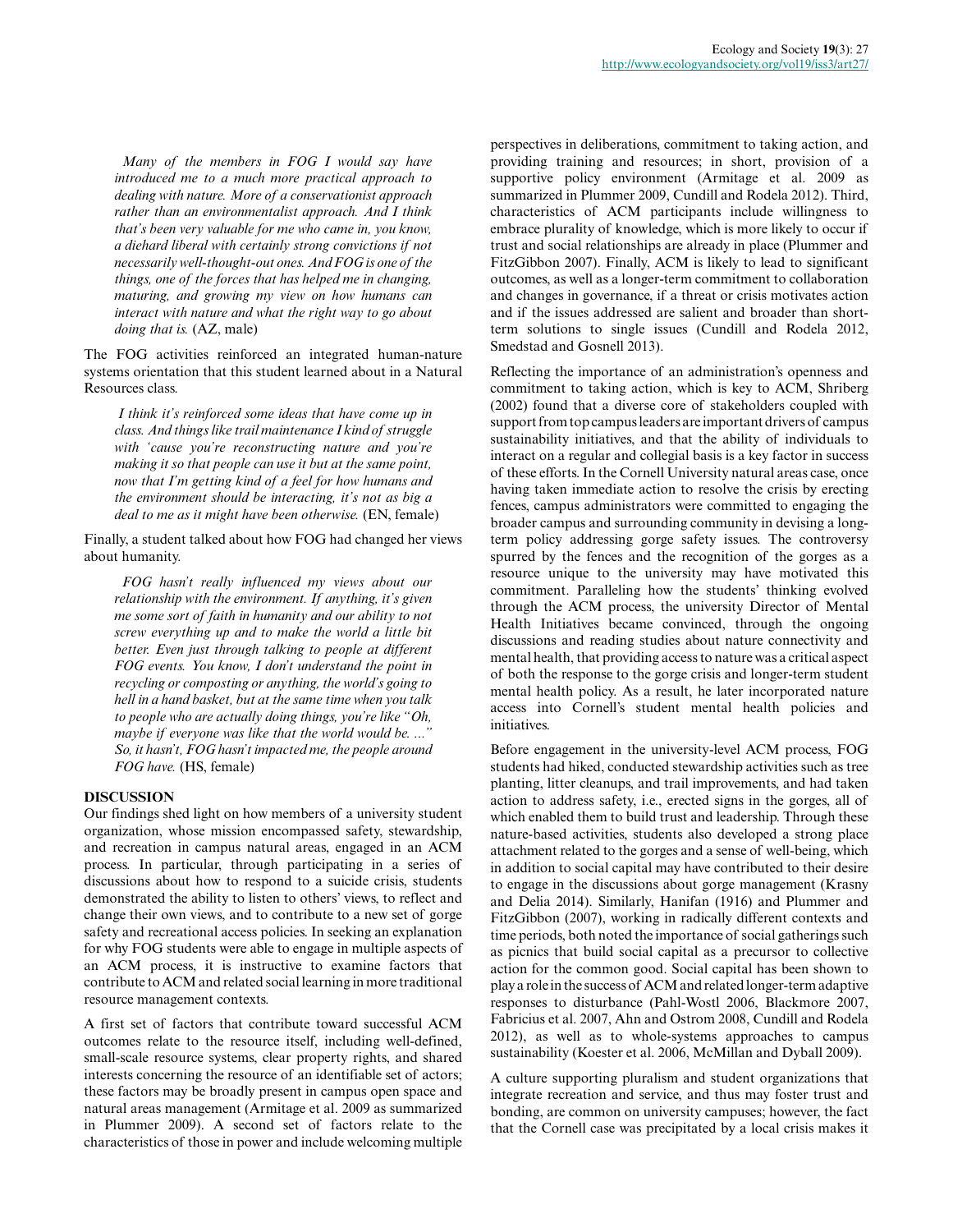*Many of the members in FOG I would say have introduced me to a much more practical approach to dealing with nature. More of a conservationist approach rather than an environmentalist approach. And I think that's been very valuable for me who came in, you know, a diehard liberal with certainly strong convictions if not necessarily well-thought-out ones. And FOG is one of the things, one of the forces that has helped me in changing, maturing, and growing my view on how humans can interact with nature and what the right way to go about doing that is.* (AZ, male)

The FOG activities reinforced an integrated human-nature systems orientation that this student learned about in a Natural Resources class.

*I think it's reinforced some ideas that have come up in class. And things like trail maintenance I kind of struggle with 'cause you're reconstructing nature and you're making it so that people can use it but at the same point, now that I'm getting kind of a feel for how humans and the environment should be interacting, it's not as big a deal to me as it might have been otherwise.* (EN, female)

Finally, a student talked about how FOG had changed her views about humanity.

*FOG hasn't really influenced my views about our relationship with the environment. If anything, it's given me some sort of faith in humanity and our ability to not screw everything up and to make the world a little bit better. Even just through talking to people at different FOG events. You know, I don't understand the point in recycling or composting or anything, the world's going to hell in a hand basket, but at the same time when you talk to people who are actually doing things, you're like "Oh, maybe if everyone was like that the world would be. ..." So, it hasn't, FOG hasn't impacted me, the people around FOG have.* (HS, female)

## DISCUSSION

Our findings shed light on how members of a university student organization, whose mission encompassed safety, stewardship, and recreation in campus natural areas, engaged in an ACM process. In particular, through participating in a series of discussions about how to respond to a suicide crisis, students demonstrated the ability to listen to others' views, to reflect and change their own views, and to contribute to a new set of gorge safety and recreational access policies. In seeking an explanation for why FOG students were able to engage in multiple aspects of an ACM process, it is instructive to examine factors that contribute to ACM and related social learning in more traditional resource management contexts.

A first set of factors that contribute toward successful ACM outcomes relate to the resource itself, including well-defined, small-scale resource systems, clear property rights, and shared interests concerning the resource of an identifiable set of actors; these factors may be broadly present in campus open space and natural areas management (Armitage et al. 2009 as summarized in Plummer 2009). A second set of factors relate to the characteristics of those in power and include welcoming multiple perspectives in deliberations, commitment to taking action, and providing training and resources; in short, provision of a supportive policy environment (Armitage et al. 2009 as summarized in Plummer 2009, Cundill and Rodela 2012). Third, characteristics of ACM participants include willingness to embrace plurality of knowledge, which is more likely to occur if trust and social relationships are already in place (Plummer and FitzGibbon 2007). Finally, ACM is likely to lead to significant outcomes, as well as a longer-term commitment to collaboration and changes in governance, if a threat or crisis motivates action and if the issues addressed are salient and broader than short-term solutions to single issues (Cundill and Rodela 2012, Smedstad and Gosnell 2013).

Reflecting the importance of an administration's openness and commitment to taking action, which is key to ACM, Shriberg (2002) found that a diverse core of stakeholders coupled with support from top campus leaders are important drivers of campus sustainability initiatives, and that the ability of individuals to interact on a regular and collegial basis is a key factor in success of these efforts. In the Cornell University natural areas case, once having taken immediate action to resolve the crisis by erecting fences, campus administrators were committed to engaging the broader campus and surrounding community in devising a long-term policy addressing gorge safety issues. The controversy spurred by the fences and the recognition of the gorges as a resource unique to the university may have motivated this commitment. Paralleling how the students' thinking evolved through the ACM process, the university Director of Mental Health Initiatives became convinced, through the ongoing discussions and reading studies about nature connectivity and mental health, that providing access to nature was a critical aspect of both the response to the gorge crisis and longer-term student mental health policy. As a result, he later incorporated nature access into Cornell's student mental health policies and initiatives.

Before engagement in the university-level ACM process, FOG students had hiked, conducted stewardship activities such as tree planting, litter cleanups, and trail improvements, and had taken action to address safety, i.e., erected signs in the gorges, all of which enabled them to build trust and leadership. Through these nature-based activities, students also developed a strong place attachment related to the gorges and a sense of well-being, which in addition to social capital may have contributed to their desire to engage in the discussions about gorge management (Krasny and Delia 2014). Similarly, Hanifan (1916) and Plummer and FitzGibbon (2007), working in radically different contexts and time periods, both noted the importance of social gatherings such as picnics that build social capital as a precursor to collective action for the common good. Social capital has been shown to play a role in the success of ACM and related longer-term adaptive responses to disturbance (Pahl-Wostl 2006, Blackmore 2007, Fabricius et al. 2007, Ahn and Ostrom 2008, Cundill and Rodela 2012), as well as to whole-systems approaches to campus sustainability (Koester et al. 2006, McMillan and Dyball 2009).

A culture supporting pluralism and student organizations that integrate recreation and service, and thus may foster trust and bonding, are common on university campuses; however, the fact that the Cornell case was precipitated by a local crisis makes it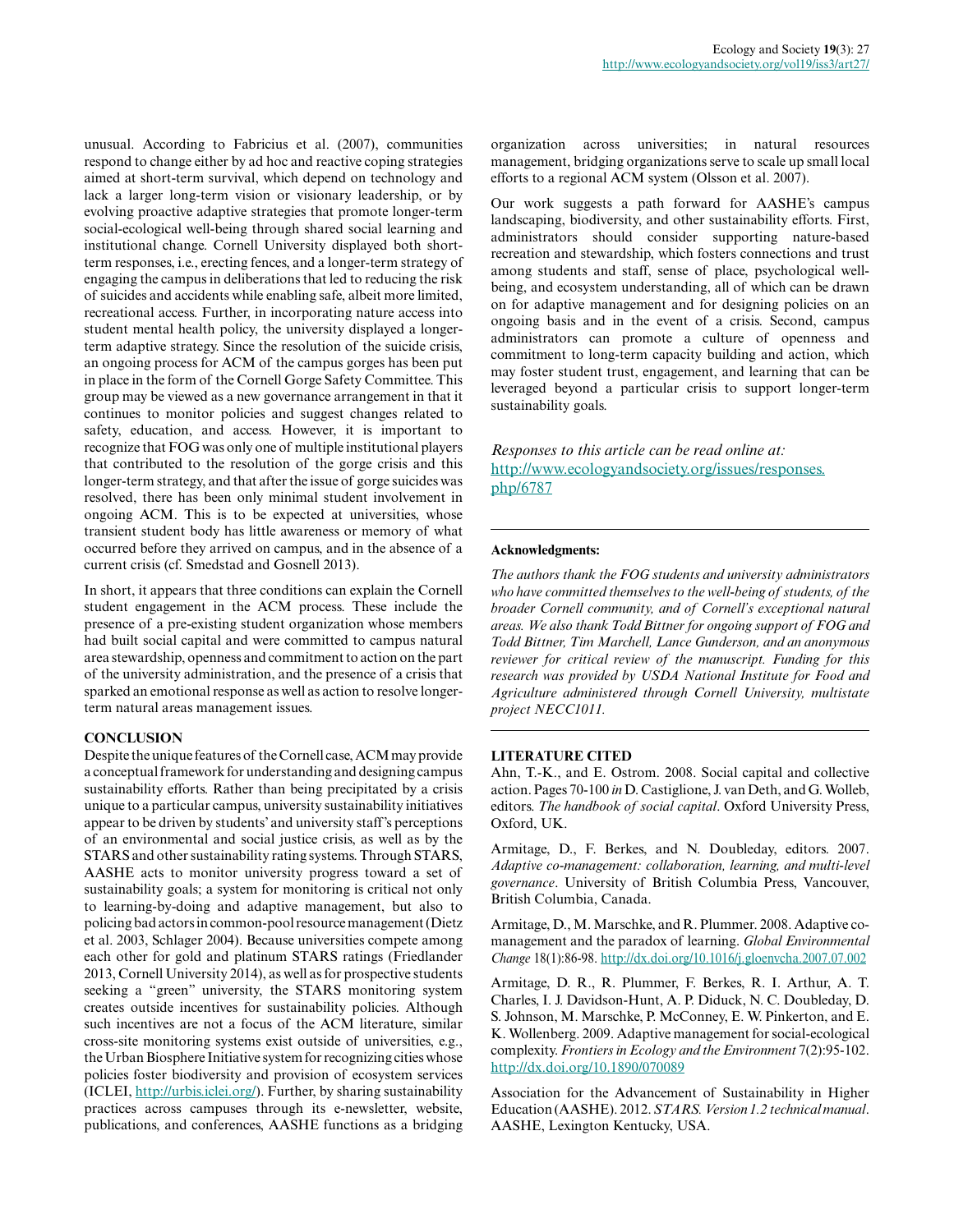unusual. According to Fabricius et al. (2007), communities respond to change either by ad hoc and reactive coping strategies aimed at short-term survival, which depend on technology and lack a larger long-term vision or visionary leadership, or by evolving proactive adaptive strategies that promote longer-term social-ecological well-being through shared social learning and institutional change. Cornell University displayed both short-term responses, i.e., erecting fences, and a longer-term strategy of engaging the campus in deliberations that led to reducing the risk of suicides and accidents while enabling safe, albeit more limited, recreational access. Further, in incorporating nature access into student mental health policy, the university displayed a longer-term adaptive strategy. Since the resolution of the suicide crisis, an ongoing process for ACM of the campus gorges has been put in place in the form of the Cornell Gorge Safety Committee. This group may be viewed as a new governance arrangement in that it continues to monitor policies and suggest changes related to safety, education, and access. However, it is important to recognize that FOG was only one of multiple institutional players that contributed to the resolution of the gorge crisis and this longer-term strategy, and that after the issue of gorge suicides was resolved, there has been only minimal student involvement in ongoing ACM. This is to be expected at universities, whose transient student body has little awareness or memory of what occurred before they arrived on campus, and in the absence of a current crisis (cf. Smedstad and Gosnell 2013).

In short, it appears that three conditions can explain the Cornell student engagement in the ACM process. These include the presence of a pre-existing student organization whose members had built social capital and were committed to campus natural area stewardship, openness and commitment to action on the part of the university administration, and the presence of a crisis that sparked an emotional response as well as action to resolve longer-term natural areas management issues.

## CONCLUSION

Despite the unique features of the Cornell case, ACM may provide a conceptual framework for understanding and designing campus sustainability efforts. Rather than being precipitated by a crisis unique to a particular campus, university sustainability initiatives appear to be driven by students' and university staff's perceptions of an environmental and social justice crisis, as well as by the STARS and other sustainability rating systems. Through STARS, AASHE acts to monitor university progress toward a set of sustainability goals; a system for monitoring is critical not only to learning-by-doing and adaptive management, but also to policing bad actors in common-pool resource management (Dietz et al. 2003, Schlager 2004). Because universities compete among each other for gold and platinum STARS ratings (Friedlander 2013, Cornell University 2014), as well as for prospective students seeking a "green" university, the STARS monitoring system creates outside incentives for sustainability policies. Although such incentives are not a focus of the ACM literature, similar cross-site monitoring systems exist outside of universities, e.g., the Urban Biosphere Initiative system for recognizing cities whose policies foster biodiversity and provision of ecosystem services (ICLEI, http://urbis.iclei.org/). Further, by sharing sustainability practices across campuses through its e-newsletter, website, publications, and conferences, AASHE functions as a bridging organization across universities; in natural resources management, bridging organizations serve to scale up small local efforts to a regional ACM system (Olsson et al. 2007).

Our work suggests a path forward for AASHE's campus landscaping, biodiversity, and other sustainability efforts. First, administrators should consider supporting nature-based recreation and stewardship, which fosters connections and trust among students and staff, sense of place, psychological well-being, and ecosystem understanding, all of which can be drawn on for adaptive management and for designing policies on an ongoing basis and in the event of a crisis. Second, campus administrators can promote a culture of openness and commitment to long-term capacity building and action, which may foster student trust, engagement, and learning that can be leveraged beyond a particular crisis to support longer-term sustainability goals.

*Responses to this article can be read online at:*
http://www.ecologyandsociety.org/issues/responses.php/6787

---

**Acknowledgments:**

*The authors thank the FOG students and university administrators who have committed themselves to the well-being of students, of the broader Cornell community, and of Cornell's exceptional natural areas. We also thank Todd Bittner for ongoing support of FOG and Todd Bittner, Tim Marchell, Lance Gunderson, and an anonymous reviewer for critical review of the manuscript. Funding for this research was provided by USDA National Institute for Food and Agriculture administered through Cornell University, multistate project NECC1011.*

---

## LITERATURE CITED

Ahn, T.-K., and E. Ostrom. 2008. Social capital and collective action. Pages 70-100 *in* D. Castiglione, J. van Deth, and G. Wolleb, editors. *The handbook of social capital*. Oxford University Press, Oxford, UK.

Armitage, D., F. Berkes, and N. Doubleday, editors. 2007. *Adaptive co-management: collaboration, learning, and multi-level governance*. University of British Columbia Press, Vancouver, British Columbia, Canada.

Armitage, D., M. Marschke, and R. Plummer. 2008. Adaptive co-management and the paradox of learning. *Global Environmental Change* 18(1):86-98. http://dx.doi.org/10.1016/j.gloenvcha.2007.07.002

Armitage, D. R., R. Plummer, F. Berkes, R. I. Arthur, A. T. Charles, I. J. Davidson-Hunt, A. P. Diduck, N. C. Doubleday, D. S. Johnson, M. Marschke, P. McConney, E. W. Pinkerton, and E. K. Wollenberg. 2009. Adaptive management for social-ecological complexity. *Frontiers in Ecology and the Environment* 7(2):95-102. http://dx.doi.org/10.1890/070089

Association for the Advancement of Sustainability in Higher Education (AASHE). 2012. *STARS. Version 1.2 technical manual*. AASHE, Lexington Kentucky, USA.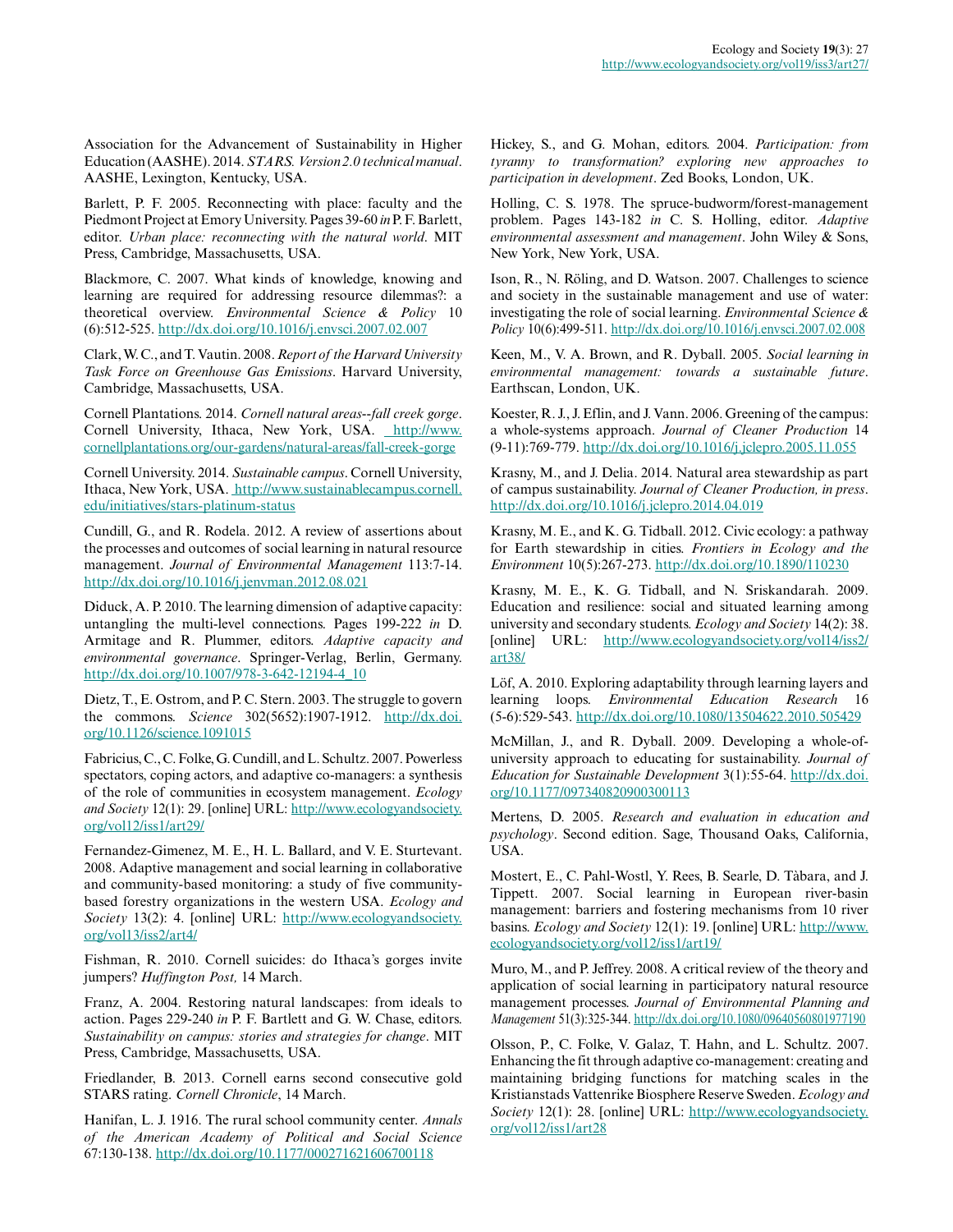Association for the Advancement of Sustainability in Higher Education (AASHE). 2014. *STARS. Version 2.0 technical manual*. AASHE, Lexington, Kentucky, USA.

Barlett, P. F. 2005. Reconnecting with place: faculty and the Piedmont Project at Emory University. Pages 39-60 *in* P. F. Barlett, editor. *Urban place: reconnecting with the natural world*. MIT Press, Cambridge, Massachusetts, USA.

Blackmore, C. 2007. What kinds of knowledge, knowing and learning are required for addressing resource dilemmas?: a theoretical overview. *Environmental Science & Policy* 10 (6):512-525. http://dx.doi.org/10.1016/j.envsci.2007.02.007

Clark, W. C., and T. Vautin. 2008. *Report of the Harvard University Task Force on Greenhouse Gas Emissions*. Harvard University, Cambridge, Massachusetts, USA.

Cornell Plantations. 2014. *Cornell natural areas--fall creek gorge*. Cornell University, Ithaca, New York, USA. http://www.cornellplantations.org/our-gardens/natural-areas/fall-creek-gorge

Cornell University. 2014. *Sustainable campus*. Cornell University, Ithaca, New York, USA. http://www.sustainablecampus.cornell.edu/initiatives/stars-platinum-status

Cundill, G., and R. Rodela. 2012. A review of assertions about the processes and outcomes of social learning in natural resource management. *Journal of Environmental Management* 113:7-14. http://dx.doi.org/10.1016/j.jenvman.2012.08.021

Diduck, A. P. 2010. The learning dimension of adaptive capacity: untangling the multi-level connections. Pages 199-222 *in* D. Armitage and R. Plummer, editors. *Adaptive capacity and environmental governance*. Springer-Verlag, Berlin, Germany. http://dx.doi.org/10.1007/978-3-642-12194-4_10

Dietz, T., E. Ostrom, and P. C. Stern. 2003. The struggle to govern the commons. *Science* 302(5652):1907-1912. http://dx.doi.org/10.1126/science.1091015

Fabricius, C., C. Folke, G. Cundill, and L. Schultz. 2007. Powerless spectators, coping actors, and adaptive co-managers: a synthesis of the role of communities in ecosystem management. *Ecology and Society* 12(1): 29. [online] URL: http://www.ecologyandsociety.org/vol12/iss1/art29/

Fernandez-Gimenez, M. E., H. L. Ballard, and V. E. Sturtevant. 2008. Adaptive management and social learning in collaborative and community-based monitoring: a study of five community-based forestry organizations in the western USA. *Ecology and Society* 13(2): 4. [online] URL: http://www.ecologyandsociety.org/vol13/iss2/art4/

Fishman, R. 2010. Cornell suicides: do Ithaca's gorges invite jumpers? *Huffington Post,* 14 March.

Franz, A. 2004. Restoring natural landscapes: from ideals to action. Pages 229-240 *in* P. F. Bartlett and G. W. Chase, editors. *Sustainability on campus: stories and strategies for change*. MIT Press, Cambridge, Massachusetts, USA.

Friedlander, B. 2013. Cornell earns second consecutive gold STARS rating. *Cornell Chronicle*, 14 March.

Hanifan, L. J. 1916. The rural school community center. *Annals of the American Academy of Political and Social Science* 67:130-138. http://dx.doi.org/10.1177/000271621606700118

Hickey, S., and G. Mohan, editors. 2004. *Participation: from tyranny to transformation? exploring new approaches to participation in development*. Zed Books, London, UK.

Holling, C. S. 1978. The spruce-budworm/forest-management problem. Pages 143-182 *in* C. S. Holling, editor. *Adaptive environmental assessment and management*. John Wiley & Sons, New York, New York, USA.

Ison, R., N. Röling, and D. Watson. 2007. Challenges to science and society in the sustainable management and use of water: investigating the role of social learning. *Environmental Science & Policy* 10(6):499-511. http://dx.doi.org/10.1016/j.envsci.2007.02.008

Keen, M., V. A. Brown, and R. Dyball. 2005. *Social learning in environmental management: towards a sustainable future*. Earthscan, London, UK.

Koester, R. J., J. Eflin, and J. Vann. 2006. Greening of the campus: a whole-systems approach. *Journal of Cleaner Production* 14 (9-11):769-779. http://dx.doi.org/10.1016/j.jclepro.2005.11.055

Krasny, M., and J. Delia. 2014. Natural area stewardship as part of campus sustainability. *Journal of Cleaner Production, in press*. http://dx.doi.org/10.1016/j.jclepro.2014.04.019

Krasny, M. E., and K. G. Tidball. 2012. Civic ecology: a pathway for Earth stewardship in cities. *Frontiers in Ecology and the Environment* 10(5):267-273. http://dx.doi.org/10.1890/110230

Krasny, M. E., K. G. Tidball, and N. Sriskandarah. 2009. Education and resilience: social and situated learning among university and secondary students. *Ecology and Society* 14(2): 38. [online] URL: http://www.ecologyandsociety.org/vol14/iss2/art38/

Löf, A. 2010. Exploring adaptability through learning layers and learning loops. *Environmental Education Research* 16 (5-6):529-543. http://dx.doi.org/10.1080/13504622.2010.505429

McMillan, J., and R. Dyball. 2009. Developing a whole-of-university approach to educating for sustainability. *Journal of Education for Sustainable Development* 3(1):55-64. http://dx.doi.org/10.1177/097340820900300113

Mertens, D. 2005. *Research and evaluation in education and psychology*. Second edition. Sage, Thousand Oaks, California, USA.

Mostert, E., C. Pahl-Wostl, Y. Rees, B. Searle, D. Tàbara, and J. Tippett. 2007. Social learning in European river-basin management: barriers and fostering mechanisms from 10 river basins. *Ecology and Society* 12(1): 19. [online] URL: http://www.ecologyandsociety.org/vol12/iss1/art19/

Muro, M., and P. Jeffrey. 2008. A critical review of the theory and application of social learning in participatory natural resource management processes. *Journal of Environmental Planning and Management* 51(3):325-344. http://dx.doi.org/10.1080/09640560801977190

Olsson, P., C. Folke, V. Galaz, T. Hahn, and L. Schultz. 2007. Enhancing the fit through adaptive co-management: creating and maintaining bridging functions for matching scales in the Kristianstads Vattenrike Biosphere Reserve Sweden. *Ecology and Society* 12(1): 28. [online] URL: http://www.ecologyandsociety.org/vol12/iss1/art28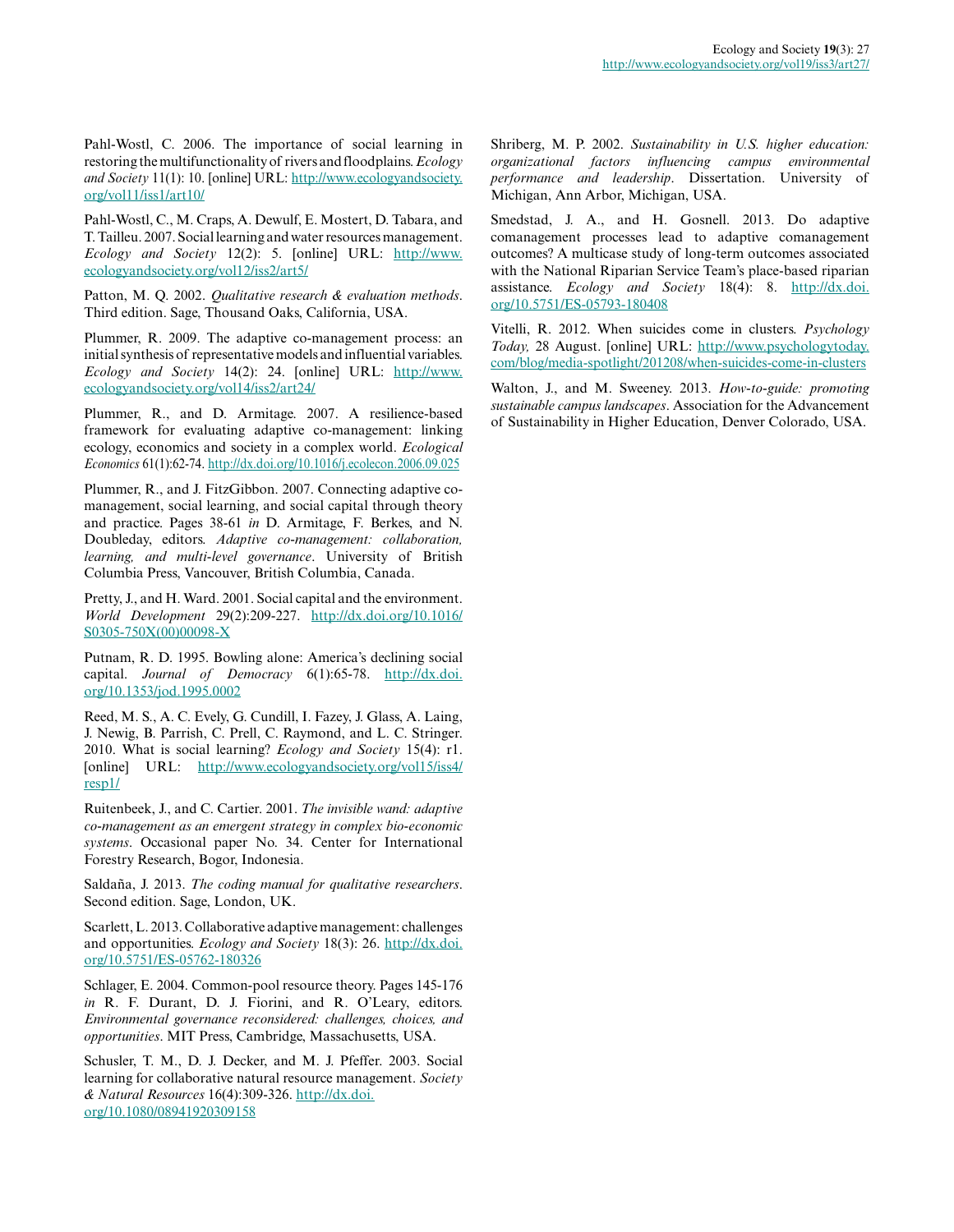Pahl-Wostl, C. 2006. The importance of social learning in restoring the multifunctionality of rivers and floodplains. *Ecology and Society* 11(1): 10. [online] URL: http://www.ecologyandsociety.org/vol11/iss1/art10/

Pahl-Wostl, C., M. Craps, A. Dewulf, E. Mostert, D. Tabara, and T. Taillieu. 2007. Social learning and water resources management. *Ecology and Society* 12(2): 5. [online] URL: http://www.ecologyandsociety.org/vol12/iss2/art5/

Patton, M. Q. 2002. *Qualitative research & evaluation methods*. Third edition. Sage, Thousand Oaks, California, USA.

Plummer, R. 2009. The adaptive co-management process: an initial synthesis of representative models and influential variables. *Ecology and Society* 14(2): 24. [online] URL: http://www.ecologyandsociety.org/vol14/iss2/art24/

Plummer, R., and D. Armitage. 2007. A resilience-based framework for evaluating adaptive co-management: linking ecology, economics and society in a complex world. *Ecological Economics* 61(1):62-74. http://dx.doi.org/10.1016/j.ecolecon.2006.09.025

Plummer, R., and J. FitzGibbon. 2007. Connecting adaptive co-management, social learning, and social capital through theory and practice. Pages 38-61 *in* D. Armitage, F. Berkes, and N. Doubleday, editors. *Adaptive co-management: collaboration, learning, and multi-level governance*. University of British Columbia Press, Vancouver, British Columbia, Canada.

Pretty, J., and H. Ward. 2001. Social capital and the environment. *World Development* 29(2):209-227. http://dx.doi.org/10.1016/S0305-750X(00)00098-X

Putnam, R. D. 1995. Bowling alone: America's declining social capital. *Journal of Democracy* 6(1):65-78. http://dx.doi.org/10.1353/jod.1995.0002

Reed, M. S., A. C. Evely, G. Cundill, I. Fazey, J. Glass, A. Laing, J. Newig, B. Parrish, C. Prell, C. Raymond, and L. C. Stringer. 2010. What is social learning? *Ecology and Society* 15(4): r1. [online] URL: http://www.ecologyandsociety.org/vol15/iss4/resp1/

Ruitenbeek, J., and C. Cartier. 2001. *The invisible wand: adaptive co-management as an emergent strategy in complex bio-economic systems*. Occasional paper No. 34. Center for International Forestry Research, Bogor, Indonesia.

Saldaña, J. 2013. *The coding manual for qualitative researchers*. Second edition. Sage, London, UK.

Scarlett, L. 2013. Collaborative adaptive management: challenges and opportunities. *Ecology and Society* 18(3): 26. http://dx.doi.org/10.5751/ES-05762-180326

Schlager, E. 2004. Common-pool resource theory. Pages 145-176 *in* R. F. Durant, D. J. Fiorini, and R. O'Leary, editors. *Environmental governance reconsidered: challenges, choices, and opportunities*. MIT Press, Cambridge, Massachusetts, USA.

Schusler, T. M., D. J. Decker, and M. J. Pfeffer. 2003. Social learning for collaborative natural resource management. *Society & Natural Resources* 16(4):309-326. http://dx.doi.org/10.1080/08941920309158

Shriberg, M. P. 2002. *Sustainability in U.S. higher education: organizational factors influencing campus environmental performance and leadership*. Dissertation. University of Michigan, Ann Arbor, Michigan, USA.

Smedstad, J. A., and H. Gosnell. 2013. Do adaptive comanagement processes lead to adaptive comanagement outcomes? A multicase study of long-term outcomes associated with the National Riparian Service Team's place-based riparian assistance. *Ecology and Society* 18(4): 8. http://dx.doi.org/10.5751/ES-05793-180408

Vitelli, R. 2012. When suicides come in clusters. *Psychology Today,* 28 August. [online] URL: http://www.psychologytoday.com/blog/media-spotlight/201208/when-suicides-come-in-clusters

Walton, J., and M. Sweeney. 2013. *How-to-guide: promoting sustainable campus landscapes*. Association for the Advancement of Sustainability in Higher Education, Denver Colorado, USA.